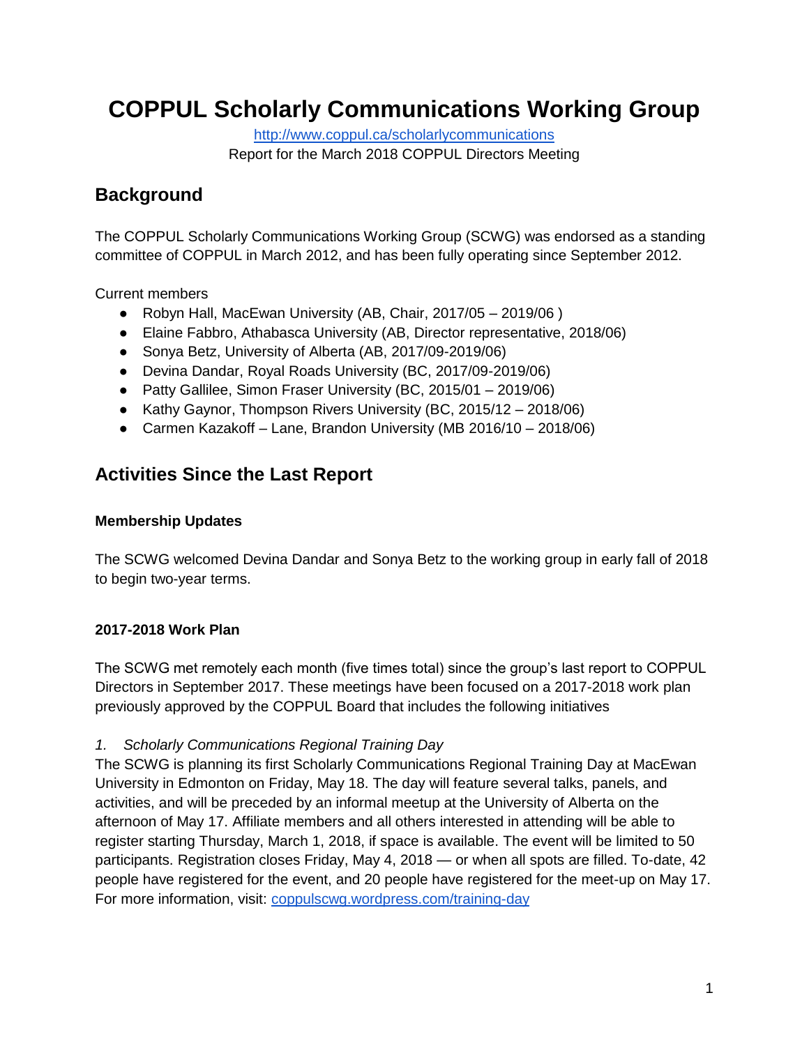# COPPUL Scholarly Communications Working Group

http://www.coppul.ca/scholarlycommunications

Report for the March 2018 COPPUL Directors Meeting

## Background

The COPPUL Scholarly Communications Working Group (SCWG) was endorsed as a standing committee of COPPUL in March 2012, and has been fully operating since September 2012.

Current members

- Robyn Hall, MacEwan University (AB, Chair, 2017/05 – 2019/06 )
- Elaine Fabbro, Athabasca University (AB, Director representative, 2018/06)
- Sonya Betz, University of Alberta (AB, 2017/09-2019/06)
- Devina Dandar, Royal Roads University (BC, 2017/09-2019/06)
- Patty Gallilee, Simon Fraser University (BC, 2015/01 – 2019/06)
- Kathy Gaynor, Thompson Rivers University (BC, 2015/12 – 2018/06)
- Carmen Kazakoff – Lane, Brandon University (MB 2016/10 – 2018/06)

## Activities Since the Last Report

### Membership Updates

The SCWG welcomed Devina Dandar and Sonya Betz to the working group in early fall of 2018 to begin two-year terms.

### 2017-2018 Work Plan

The SCWG met remotely each month (five times total) since the group's last report to COPPUL Directors in September 2017. These meetings have been focused on a 2017-2018 work plan previously approved by the COPPUL Board that includes the following initiatives

*1. Scholarly Communications Regional Training Day*

The SCWG is planning its first Scholarly Communications Regional Training Day at MacEwan University in Edmonton on Friday, May 18. The day will feature several talks, panels, and activities, and will be preceded by an informal meetup at the University of Alberta on the afternoon of May 17. Affiliate members and all others interested in attending will be able to register starting Thursday, March 1, 2018, if space is available. The event will be limited to 50 participants. Registration closes Friday, May 4, 2018 — or when all spots are filled. To-date, 42 people have registered for the event, and 20 people have registered for the meet-up on May 17. For more information, visit: coppulscwg.wordpress.com/training-day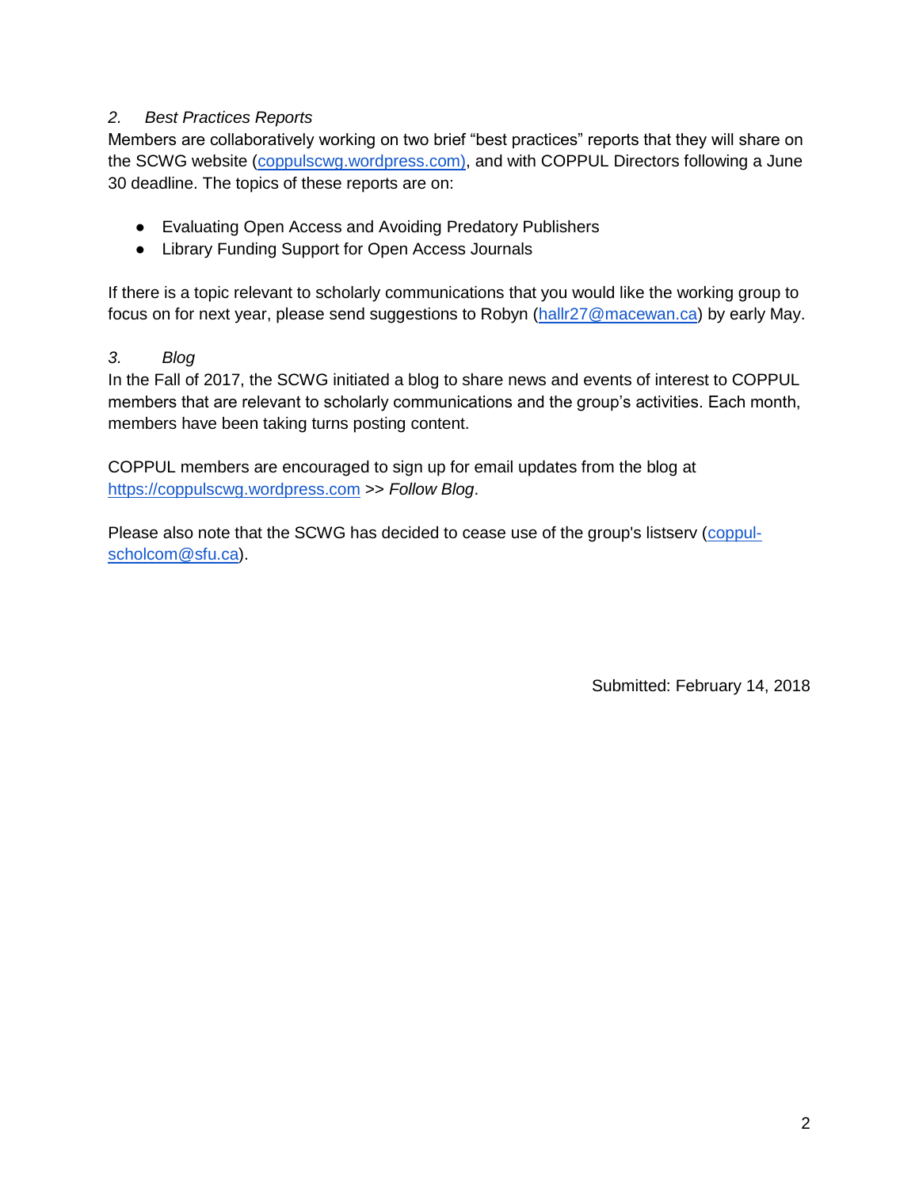*2. Best Practices Reports*

Members are collaboratively working on two brief "best practices" reports that they will share on the SCWG website (coppulscwg.wordpress.com), and with COPPUL Directors following a June 30 deadline. The topics of these reports are on:

- Evaluating Open Access and Avoiding Predatory Publishers
- Library Funding Support for Open Access Journals

If there is a topic relevant to scholarly communications that you would like the working group to focus on for next year, please send suggestions to Robyn (hallr27@macewan.ca) by early May.

*3. Blog*

In the Fall of 2017, the SCWG initiated a blog to share news and events of interest to COPPUL members that are relevant to scholarly communications and the group's activities. Each month, members have been taking turns posting content.

COPPUL members are encouraged to sign up for email updates from the blog at https://coppulscwg.wordpress.com >> *Follow Blog*.

Please also note that the SCWG has decided to cease use of the group's listserv (coppul-scholcom@sfu.ca).

Submitted: February 14, 2018